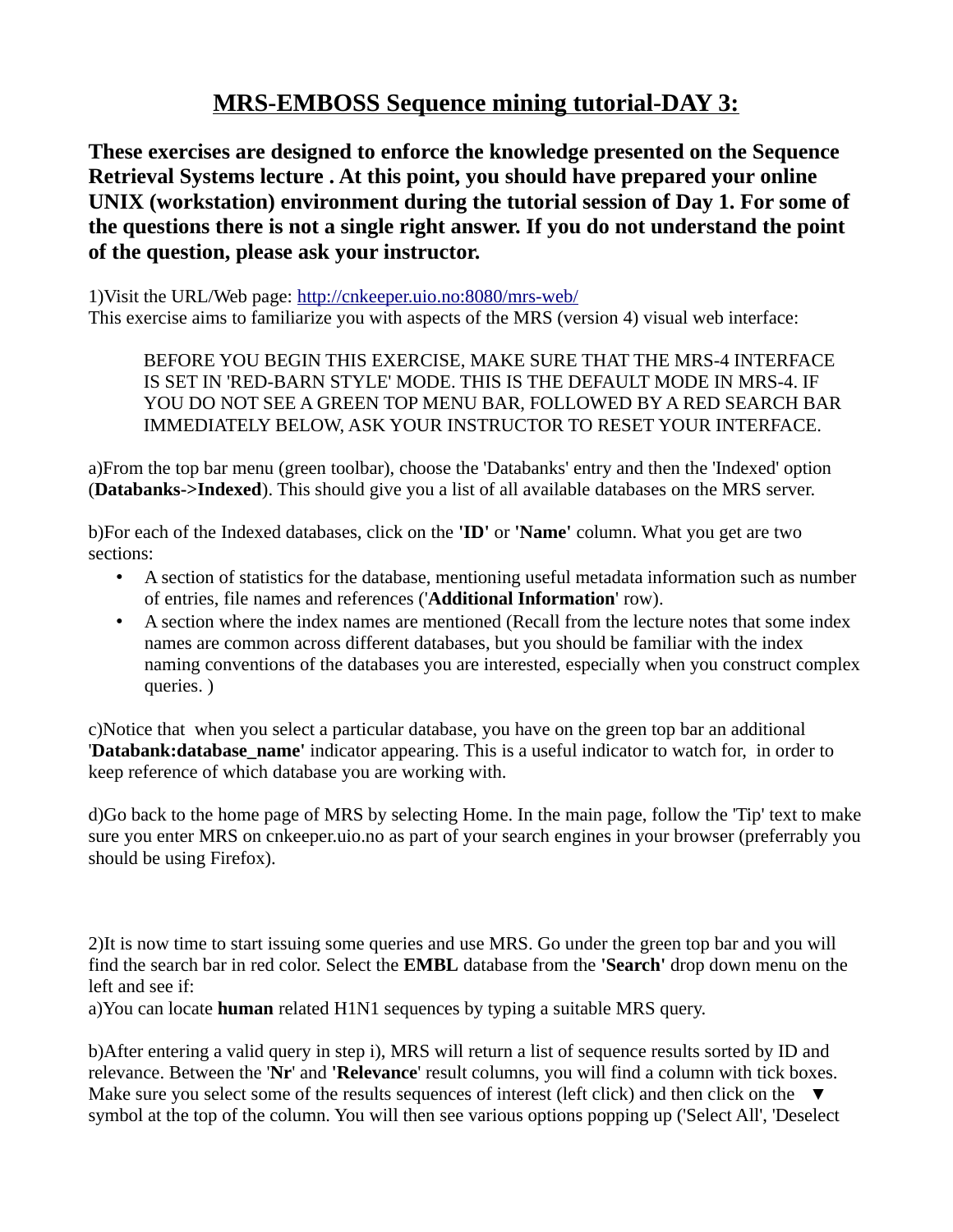# MRS-EMBOSS Sequence mining tutorial-DAY 3:

**These exercises are designed to enforce the knowledge presented on the Sequence Retrieval Systems lecture . At this point, you should have prepared your online UNIX (workstation) environment during the tutorial session of Day 1. For some of the questions there is not a single right answer. If you do not understand the point of the question, please ask your instructor.**

1)Visit the URL/Web page: http://cnkeeper.uio.no:8080/mrs-web/
This exercise aims to familiarize you with aspects of the MRS (version 4) visual web interface:

> BEFORE YOU BEGIN THIS EXERCISE, MAKE SURE THAT THE MRS-4 INTERFACE IS SET IN 'RED-BARN STYLE' MODE. THIS IS THE DEFAULT MODE IN MRS-4. IF YOU DO NOT SEE A GREEN TOP MENU BAR, FOLLOWED BY A RED SEARCH BAR IMMEDIATELY BELOW, ASK YOUR INSTRUCTOR TO RESET YOUR INTERFACE.

a)From the top bar menu (green toolbar), choose the 'Databanks' entry and then the 'Indexed' option (**Databanks->Indexed**). This should give you a list of all available databases on the MRS server.

b)For each of the Indexed databases, click on the **'ID'** or **'Name'** column. What you get are two sections:

- A section of statistics for the database, mentioning useful metadata information such as number of entries, file names and references ('**Additional Information**' row).
- A section where the index names are mentioned (Recall from the lecture notes that some index names are common across different databases, but you should be familiar with the index naming conventions of the databases you are interested, especially when you construct complex queries. )

c)Notice that when you select a particular database, you have on the green top bar an additional '**Databank:database_name'** indicator appearing. This is a useful indicator to watch for, in order to keep reference of which database you are working with.

d)Go back to the home page of MRS by selecting Home. In the main page, follow the 'Tip' text to make sure you enter MRS on cnkeeper.uio.no as part of your search engines in your browser (preferrably you should be using Firefox).

2)It is now time to start issuing some queries and use MRS. Go under the green top bar and you will find the search bar in red color. Select the **EMBL** database from the **'Search'** drop down menu on the left and see if:

a)You can locate **human** related H1N1 sequences by typing a suitable MRS query.

b)After entering a valid query in step i), MRS will return a list of sequence results sorted by ID and relevance. Between the '**Nr**' and **'Relevance**' result columns, you will find a column with tick boxes. Make sure you select some of the results sequences of interest (left click) and then click on the ▼ symbol at the top of the column. You will then see various options popping up ('Select All', 'Deselect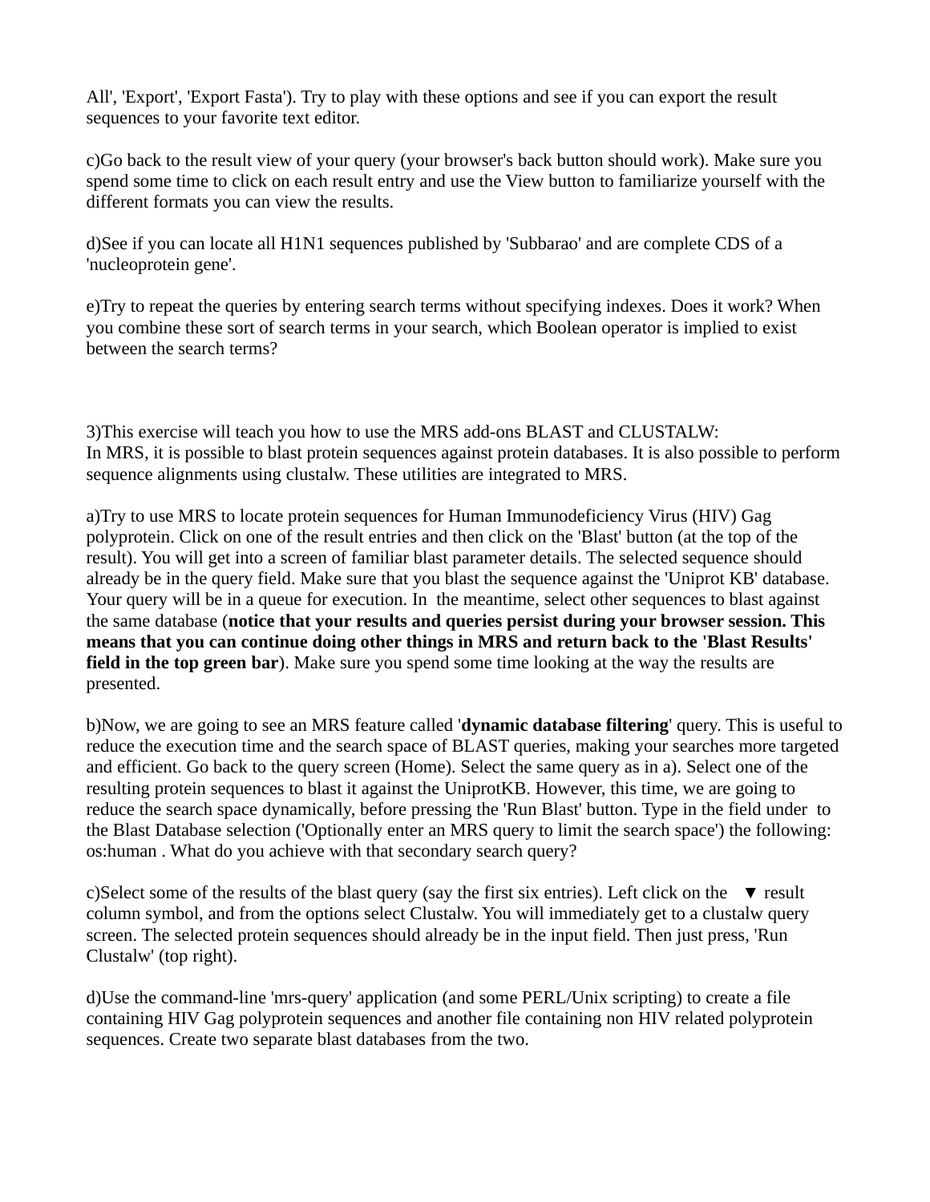All', 'Export', 'Export Fasta'). Try to play with these options and see if you can export the result sequences to your favorite text editor.

c)Go back to the result view of your query (your browser's back button should work). Make sure you spend some time to click on each result entry and use the View button to familiarize yourself with the different formats you can view the results.

d)See if you can locate all H1N1 sequences published by 'Subbarao' and are complete CDS of a 'nucleoprotein gene'.

e)Try to repeat the queries by entering search terms without specifying indexes. Does it work? When you combine these sort of search terms in your search, which Boolean operator is implied to exist between the search terms?

3)This exercise will teach you how to use the MRS add-ons BLAST and CLUSTALW:
In MRS, it is possible to blast protein sequences against protein databases. It is also possible to perform sequence alignments using clustalw. These utilities are integrated to MRS.

a)Try to use MRS to locate protein sequences for Human Immunodeficiency Virus (HIV) Gag polyprotein. Click on one of the result entries and then click on the 'Blast' button (at the top of the result). You will get into a screen of familiar blast parameter details. The selected sequence should already be in the query field. Make sure that you blast the sequence against the 'Uniprot KB' database. Your query will be in a queue for execution. In the meantime, select other sequences to blast against the same database (**notice that your results and queries persist during your browser session. This means that you can continue doing other things in MRS and return back to the 'Blast Results' field in the top green bar**). Make sure you spend some time looking at the way the results are presented.

b)Now, we are going to see an MRS feature called '**dynamic database filtering**' query. This is useful to reduce the execution time and the search space of BLAST queries, making your searches more targeted and efficient. Go back to the query screen (Home). Select the same query as in a). Select one of the resulting protein sequences to blast it against the UniprotKB. However, this time, we are going to reduce the search space dynamically, before pressing the 'Run Blast' button. Type in the field under to the Blast Database selection ('Optionally enter an MRS query to limit the search space') the following: os:human . What do you achieve with that secondary search query?

c)Select some of the results of the blast query (say the first six entries). Left click on the ▼ result column symbol, and from the options select Clustalw. You will immediately get to a clustalw query screen. The selected protein sequences should already be in the input field. Then just press, 'Run Clustalw' (top right).

d)Use the command-line 'mrs-query' application (and some PERL/Unix scripting) to create a file containing HIV Gag polyprotein sequences and another file containing non HIV related polyprotein sequences. Create two separate blast databases from the two.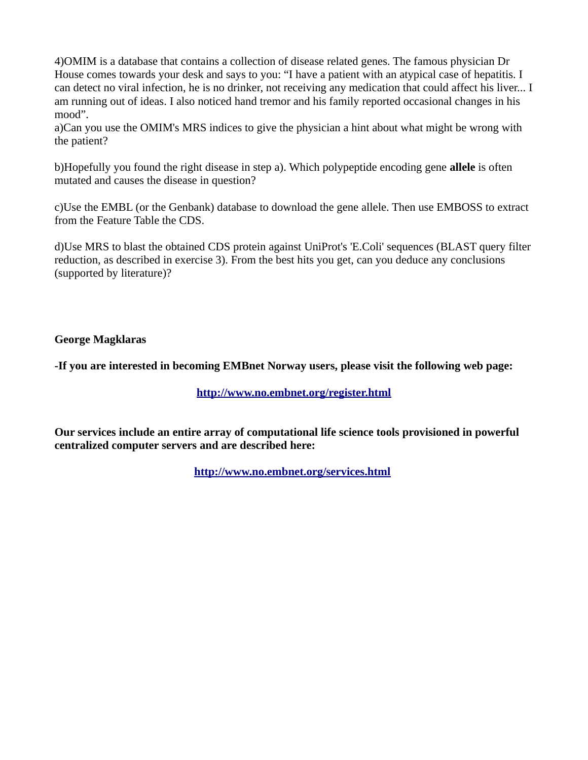4)OMIM is a database that contains a collection of disease related genes. The famous physician Dr House comes towards your desk and says to you: "I have a patient with an atypical case of hepatitis. I can detect no viral infection, he is no drinker, not receiving any medication that could affect his liver... I am running out of ideas. I also noticed hand tremor and his family reported occasional changes in his mood".

a)Can you use the OMIM's MRS indices to give the physician a hint about what might be wrong with the patient?

b)Hopefully you found the right disease in step a). Which polypeptide encoding gene **allele** is often mutated and causes the disease in question?

c)Use the EMBL (or the Genbank) database to download the gene allele. Then use EMBOSS to extract from the Feature Table the CDS.

d)Use MRS to blast the obtained CDS protein against UniProt's 'E.Coli' sequences (BLAST query filter reduction, as described in exercise 3). From the best hits you get, can you deduce any conclusions (supported by literature)?

**George Magklaras**

**-If you are interested in becoming EMBnet Norway users, please visit the following web page:**

**http://www.no.embnet.org/register.html**

**Our services include an entire array of computational life science tools provisioned in powerful centralized computer servers and are described here:**

**http://www.no.embnet.org/services.html**